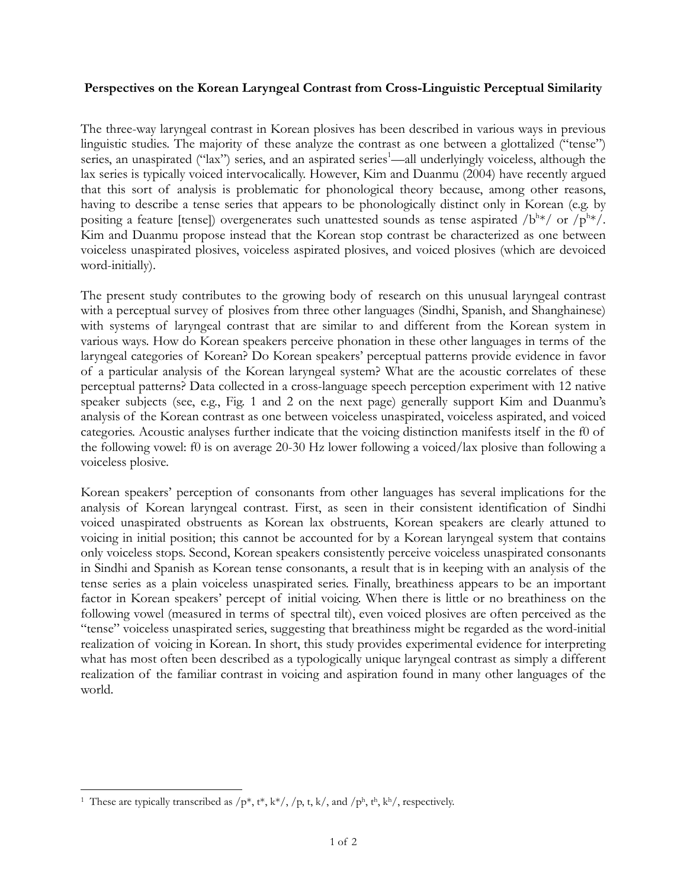# Perspectives on the Korean Laryngeal Contrast from Cross-Linguistic Perceptual Similarity

The three-way laryngeal contrast in Korean plosives has been described in various ways in previous linguistic studies. The majority of these analyze the contrast as one between a glottalized ("tense") series, an unaspirated ("lax") series, and an aspirated series[1]—all underlyingly voiceless, although the lax series is typically voiced intervocalically. However, Kim and Duanmu (2004) have recently argued that this sort of analysis is problematic for phonological theory because, among other reasons, having to describe a tense series that appears to be phonologically distinct only in Korean (e.g. by positing a feature [tense]) overgenerates such unattested sounds as tense aspirated /$b^{h}$*/ or /$p^{h}$*/. Kim and Duanmu propose instead that the Korean stop contrast be characterized as one between voiceless unaspirated plosives, voiceless aspirated plosives, and voiced plosives (which are devoiced word-initially).

The present study contributes to the growing body of research on this unusual laryngeal contrast with a perceptual survey of plosives from three other languages (Sindhi, Spanish, and Shanghainese) with systems of laryngeal contrast that are similar to and different from the Korean system in various ways. How do Korean speakers perceive phonation in these other languages in terms of the laryngeal categories of Korean? Do Korean speakers' perceptual patterns provide evidence in favor of a particular analysis of the Korean laryngeal system? What are the acoustic correlates of these perceptual patterns? Data collected in a cross-language speech perception experiment with 12 native speaker subjects (see, e.g., Fig. 1 and 2 on the next page) generally support Kim and Duanmu's analysis of the Korean contrast as one between voiceless unaspirated, voiceless aspirated, and voiced categories. Acoustic analyses further indicate that the voicing distinction manifests itself in the f0 of the following vowel: f0 is on average 20-30 Hz lower following a voiced/lax plosive than following a voiceless plosive.

Korean speakers' perception of consonants from other languages has several implications for the analysis of Korean laryngeal contrast. First, as seen in their consistent identification of Sindhi voiced unaspirated obstruents as Korean lax obstruents, Korean speakers are clearly attuned to voicing in initial position; this cannot be accounted for by a Korean laryngeal system that contains only voiceless stops. Second, Korean speakers consistently perceive voiceless unaspirated consonants in Sindhi and Spanish as Korean tense consonants, a result that is in keeping with an analysis of the tense series as a plain voiceless unaspirated series. Finally, breathiness appears to be an important factor in Korean speakers' percept of initial voicing. When there is little or no breathiness on the following vowel (measured in terms of spectral tilt), even voiced plosives are often perceived as the "tense" voiceless unaspirated series, suggesting that breathiness might be regarded as the word-initial realization of voicing in Korean. In short, this study provides experimental evidence for interpreting what has most often been described as a typologically unique laryngeal contrast as simply a different realization of the familiar contrast in voicing and aspiration found in many other languages of the world.

---

[1] These are typically transcribed as /p*, t*, k*/, /p, t, k/, and /$p^{h}$, $t^{h}$, $k^{h}$/, respectively.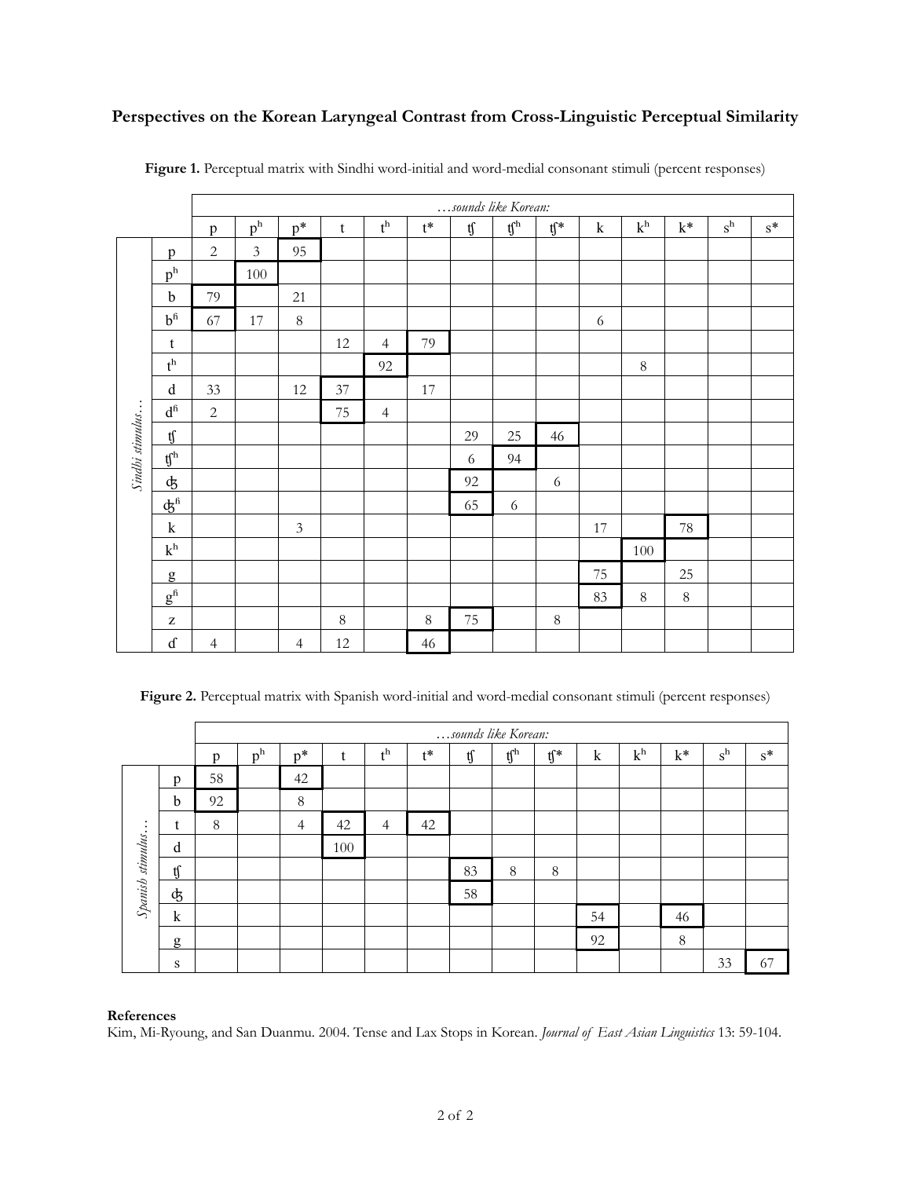**Perspectives on the Korean Laryngeal Contrast from Cross-Linguistic Perceptual Similarity**

**Figure 1.** Perceptual matrix with Sindhi word-initial and word-medial consonant stimuli (percent responses)

| | | *…sounds like Korean:* | | | | | | | | | | | | | |
|---|---|---|---|---|---|---|---|---|---|---|---|---|---|---|---|
| | | p | pʰ | p* | t | tʰ | t* | ʧ | ʧʰ | ʧ* | k | kʰ | k* | sʰ | s* |
| *Sindhi stimulus…* | p | 2 | 3 | 95 | | | | | | | | | | | |
| | pʰ | | 100 | | | | | | | | | | | | |
| | b | 79 | | 21 | | | | | | | | | | | |
| | bʱ | 67 | 17 | 8 | | | | | | | 6 | | | | |
| | t | | | | 12 | 4 | 79 | | | | | | | | |
| | tʰ | | | | | 92 | | | | | | 8 | | | |
| | d | 33 | | 12 | 37 | | 17 | | | | | | | | |
| | dʱ | 2 | | | 75 | 4 | | | | | | | | | |
| | ʧ | | | | | | | 29 | 25 | 46 | | | | | |
| | ʧʰ | | | | | | | 6 | 94 | | | | | | |
| | ʤ | | | | | | | 92 | | 6 | | | | | |
| | ʤʱ | | | | | | | 65 | 6 | | | | | | |
| | k | | | 3 | | | | | | | 17 | | 78 | | |
| | kʰ | | | | | | | | | | | 100 | | | |
| | g | | | | | | | | | | 75 | | 25 | | |
| | gʱ | | | | | | | | | | 83 | 8 | 8 | | |
| | z | | | | 8 | | 8 | 75 | | 8 | | | | | |
| | ɗ | 4 | | 4 | 12 | | 46 | | | | | | | | |

**Figure 2.** Perceptual matrix with Spanish word-initial and word-medial consonant stimuli (percent responses)

| | | *…sounds like Korean:* | | | | | | | | | | | | | |
|---|---|---|---|---|---|---|---|---|---|---|---|---|---|---|---|
| | | p | pʰ | p* | t | tʰ | t* | ʧ | ʧʰ | ʧ* | k | kʰ | k* | sʰ | s* |
| *Spanish stimulus…* | p | 58 | | 42 | | | | | | | | | | | |
| | b | 92 | | 8 | | | | | | | | | | | |
| | t | 8 | | 4 | 42 | 4 | 42 | | | | | | | | |
| | d | | | | 100 | | | | | | | | | | |
| | ʧ | | | | | | | 83 | 8 | 8 | | | | | |
| | ʤ | | | | | | | 58 | | | | | | | |
| | k | | | | | | | | | | 54 | | 46 | | |
| | g | | | | | | | | | | 92 | | 8 | | |
| | s | | | | | | | | | | | | | 33 | 67 |

**References**

Kim, Mi-Ryoung, and San Duanmu. 2004. Tense and Lax Stops in Korean. *Journal of East Asian Linguistics* 13: 59-104.